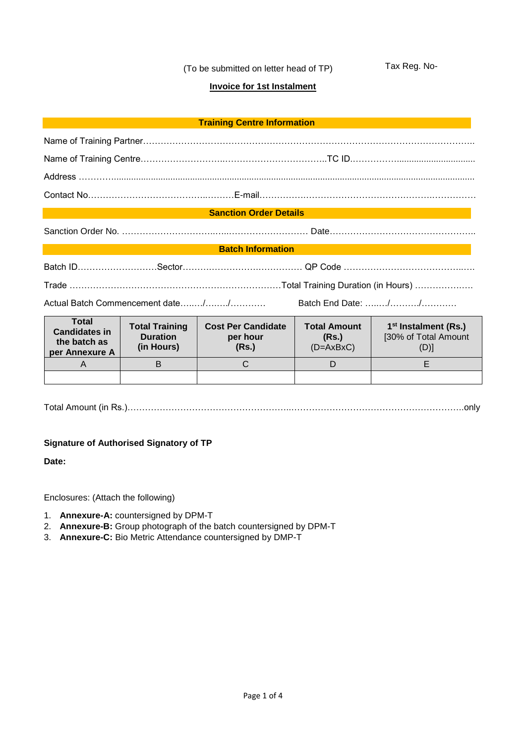(To be submitted on letter head of TP) Tax Reg. No-

**Invoice for 1st Instalment**

**Training Centre Information**

Name of Training Partner…………………………………………………………………………………………………..

Name of Training Centre………………………….……………………………..TC ID………………...............................

Address ………….......................................................................................................................................

Contact No……………………………………..………E-mail………………………………………………………….…………

**Sanction Order Details**

Sanction Order No. ……………………………..…...……………………… Date……………………………………………..

**Batch Information**

Batch ID………………………Sector…………………………………… QP Code …………………………………..….

Trade ………………………………………………………………Total Training Duration (in Hours) ……………….…

Actual Batch Commencement date…..…/….…./………… Batch End Date: …..…/………./…………

| Total Candidates in the batch as per Annexure A | Total Training Duration (in Hours) | Cost Per Candidate per hour (Rs.) | Total Amount (Rs.) (D=AxBxC) | 1st Instalment (Rs.) [30% of Total Amount (D)] |
|---|---|---|---|---|
| A | B | C | D | E |
| | | | | |

Total Amount (in Rs.)…………………………………………………..……………………………………………………..only

**Signature of Authorised Signatory of TP**

**Date:**

Enclosures: (Attach the following)

1. **Annexure-A:** countersigned by DPM-T
2. **Annexure-B:** Group photograph of the batch countersigned by DPM-T
3. **Annexure-C:** Bio Metric Attendance countersigned by DMP-T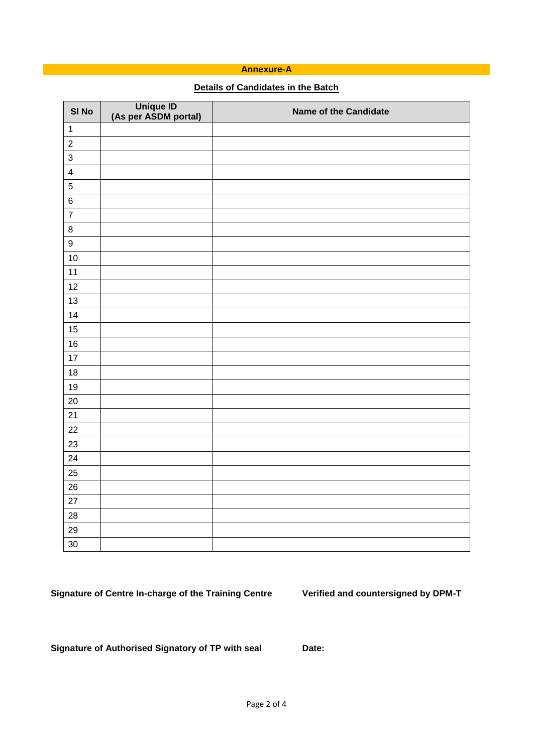## Annexure-A

**Details of Candidates in the Batch**

| Sl No | Unique ID (As per ASDM portal) | Name of the Candidate |
| --- | --- | --- |
| 1 | | |
| 2 | | |
| 3 | | |
| 4 | | |
| 5 | | |
| 6 | | |
| 7 | | |
| 8 | | |
| 9 | | |
| 10 | | |
| 11 | | |
| 12 | | |
| 13 | | |
| 14 | | |
| 15 | | |
| 16 | | |
| 17 | | |
| 18 | | |
| 19 | | |
| 20 | | |
| 21 | | |
| 22 | | |
| 23 | | |
| 24 | | |
| 25 | | |
| 26 | | |
| 27 | | |
| 28 | | |
| 29 | | |
| 30 | | |

**Signature of Centre In-charge of the Training Centre**

**Verified and countersigned by DPM-T**

**Signature of Authorised Signatory of TP with seal**

**Date:**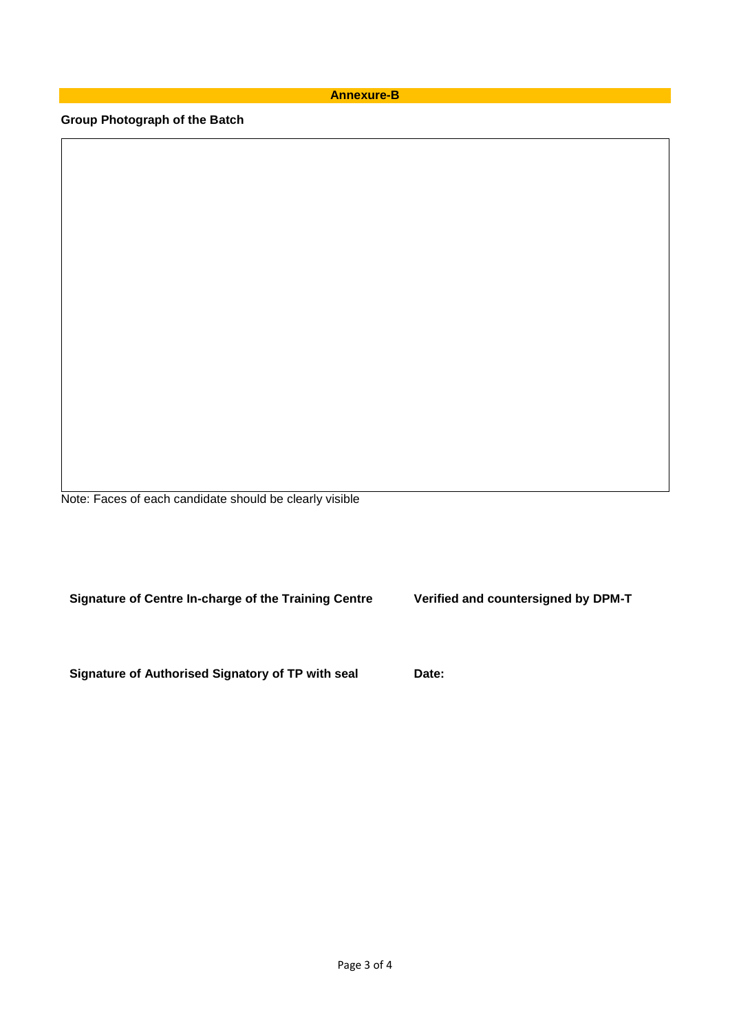## Annexure-B

**Group Photograph of the Batch**

Note: Faces of each candidate should be clearly visible

**Signature of Centre In-charge of the Training Centre**

**Verified and countersigned by DPM-T**

**Signature of Authorised Signatory of TP with seal**

**Date:**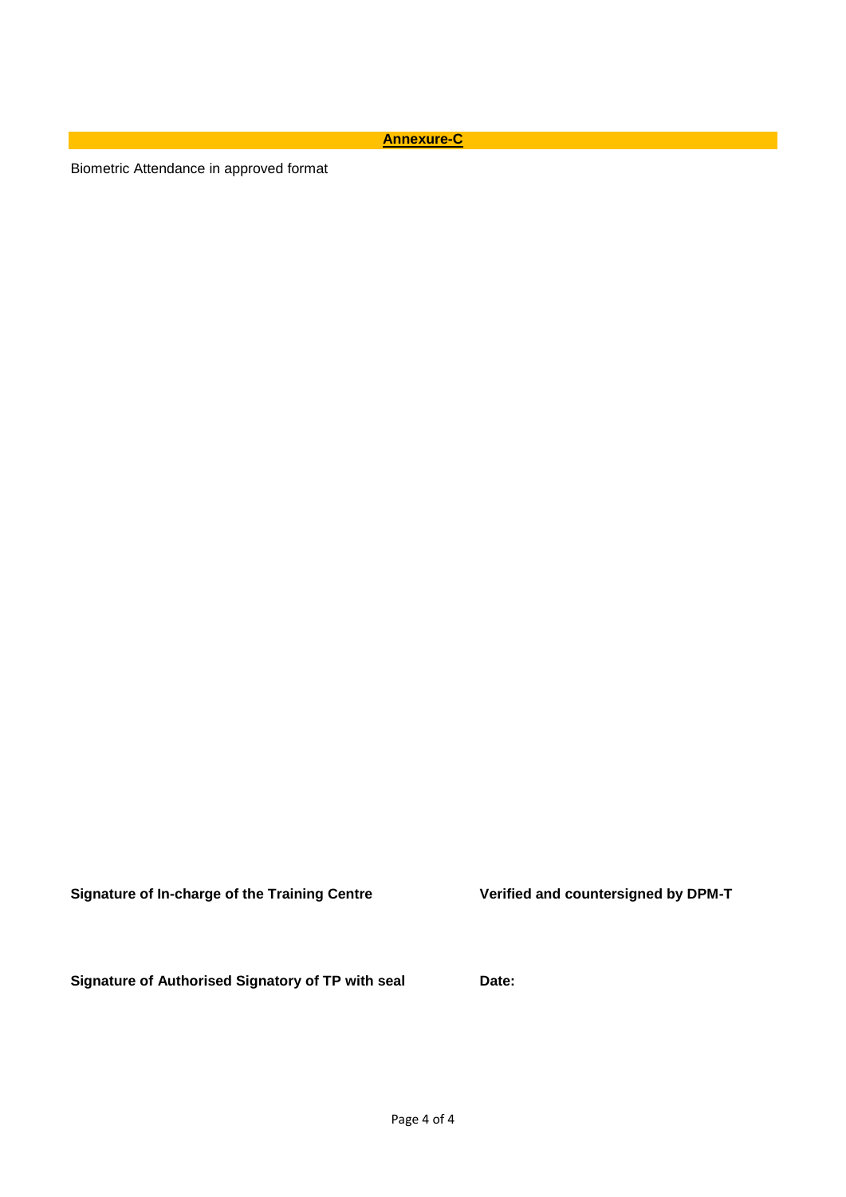## **Annexure-C**

Biometric Attendance in approved format

**Signature of In-charge of the Training Centre**

**Verified and countersigned by DPM-T**

**Signature of Authorised Signatory of TP with seal**

**Date:**